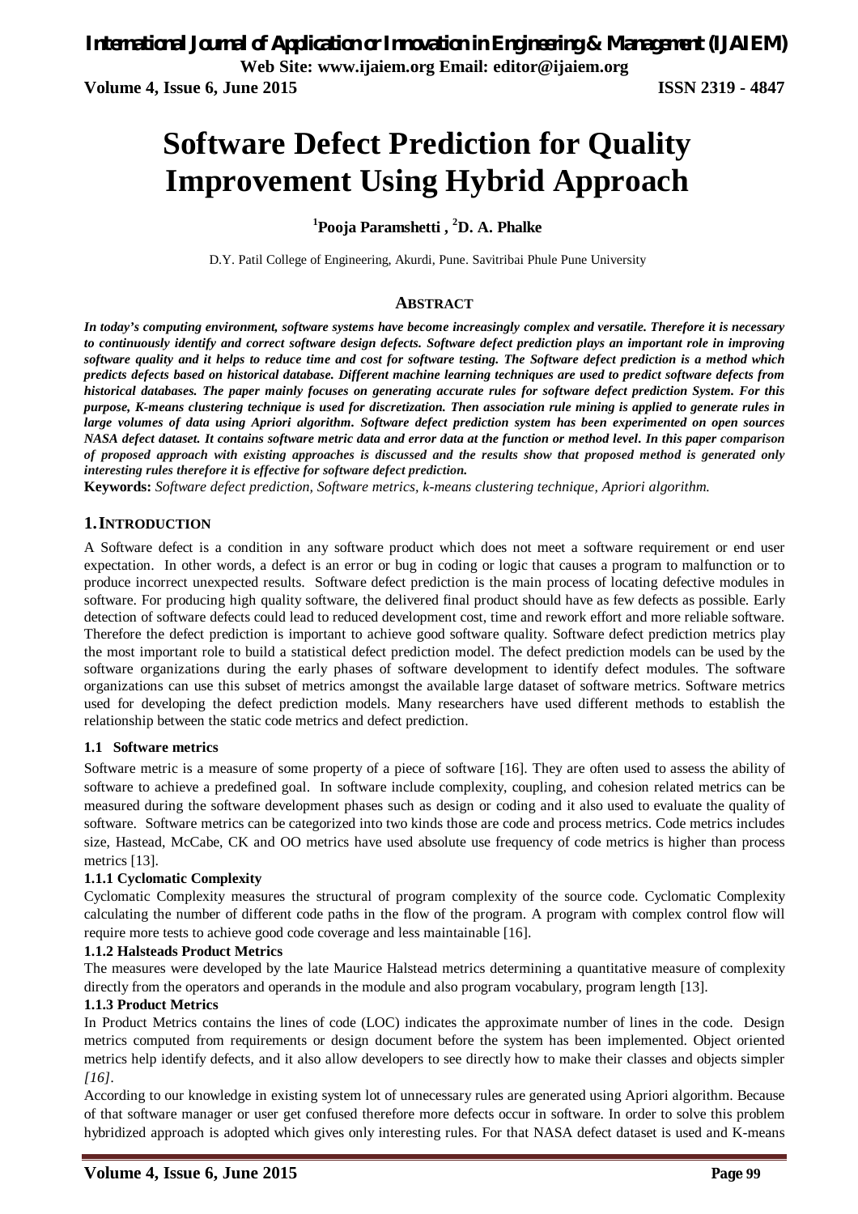# Software Defect Prediction for Quality Improvement Using Hybrid Approach

**[1]Pooja Paramshetti , [2]D. A. Phalke**

D.Y. Patil College of Engineering, Akurdi, Pune. Savitribai Phule Pune University

## ABSTRACT

***In today's computing environment, software systems have become increasingly complex and versatile. Therefore it is necessary to continuously identify and correct software design defects. Software defect prediction plays an important role in improving software quality and it helps to reduce time and cost for software testing. The Software defect prediction is a method which predicts defects based on historical database. Different machine learning techniques are used to predict software defects from historical databases. The paper mainly focuses on generating accurate rules for software defect prediction System. For this purpose, K-means clustering technique is used for discretization. Then association rule mining is applied to generate rules in large volumes of data using Apriori algorithm. Software defect prediction system has been experimented on open sources NASA defect dataset. It contains software metric data and error data at the function or method level. In this paper comparison of proposed approach with existing approaches is discussed and the results show that proposed method is generated only interesting rules therefore it is effective for software defect prediction.***

**Keywords:** *Software defect prediction, Software metrics, k-means clustering technique, Apriori algorithm.*

## 1. INTRODUCTION

A Software defect is a condition in any software product which does not meet a software requirement or end user expectation. In other words, a defect is an error or bug in coding or logic that causes a program to malfunction or to produce incorrect unexpected results. Software defect prediction is the main process of locating defective modules in software. For producing high quality software, the delivered final product should have as few defects as possible. Early detection of software defects could lead to reduced development cost, time and rework effort and more reliable software. Therefore the defect prediction is important to achieve good software quality. Software defect prediction metrics play the most important role to build a statistical defect prediction model. The defect prediction models can be used by the software organizations during the early phases of software development to identify defect modules. The software organizations can use this subset of metrics amongst the available large dataset of software metrics. Software metrics used for developing the defect prediction models. Many researchers have used different methods to establish the relationship between the static code metrics and defect prediction.

### 1.1 Software metrics

Software metric is a measure of some property of a piece of software [16]. They are often used to assess the ability of software to achieve a predefined goal. In software include complexity, coupling, and cohesion related metrics can be measured during the software development phases such as design or coding and it also used to evaluate the quality of software. Software metrics can be categorized into two kinds those are code and process metrics. Code metrics includes size, Hastead, McCabe, CK and OO metrics have used absolute use frequency of code metrics is higher than process metrics [13].

#### 1.1.1 Cyclomatic Complexity

Cyclomatic Complexity measures the structural of program complexity of the source code. Cyclomatic Complexity calculating the number of different code paths in the flow of the program. A program with complex control flow will require more tests to achieve good code coverage and less maintainable [16].

#### 1.1.2 Halsteads Product Metrics

The measures were developed by the late Maurice Halstead metrics determining a quantitative measure of complexity directly from the operators and operands in the module and also program vocabulary, program length [13].

#### 1.1.3 Product Metrics

In Product Metrics contains the lines of code (LOC) indicates the approximate number of lines in the code. Design metrics computed from requirements or design document before the system has been implemented. Object oriented metrics help identify defects, and it also allow developers to see directly how to make their classes and objects simpler *[16]*.

According to our knowledge in existing system lot of unnecessary rules are generated using Apriori algorithm. Because of that software manager or user get confused therefore more defects occur in software. In order to solve this problem hybridized approach is adopted which gives only interesting rules. For that NASA defect dataset is used and K-means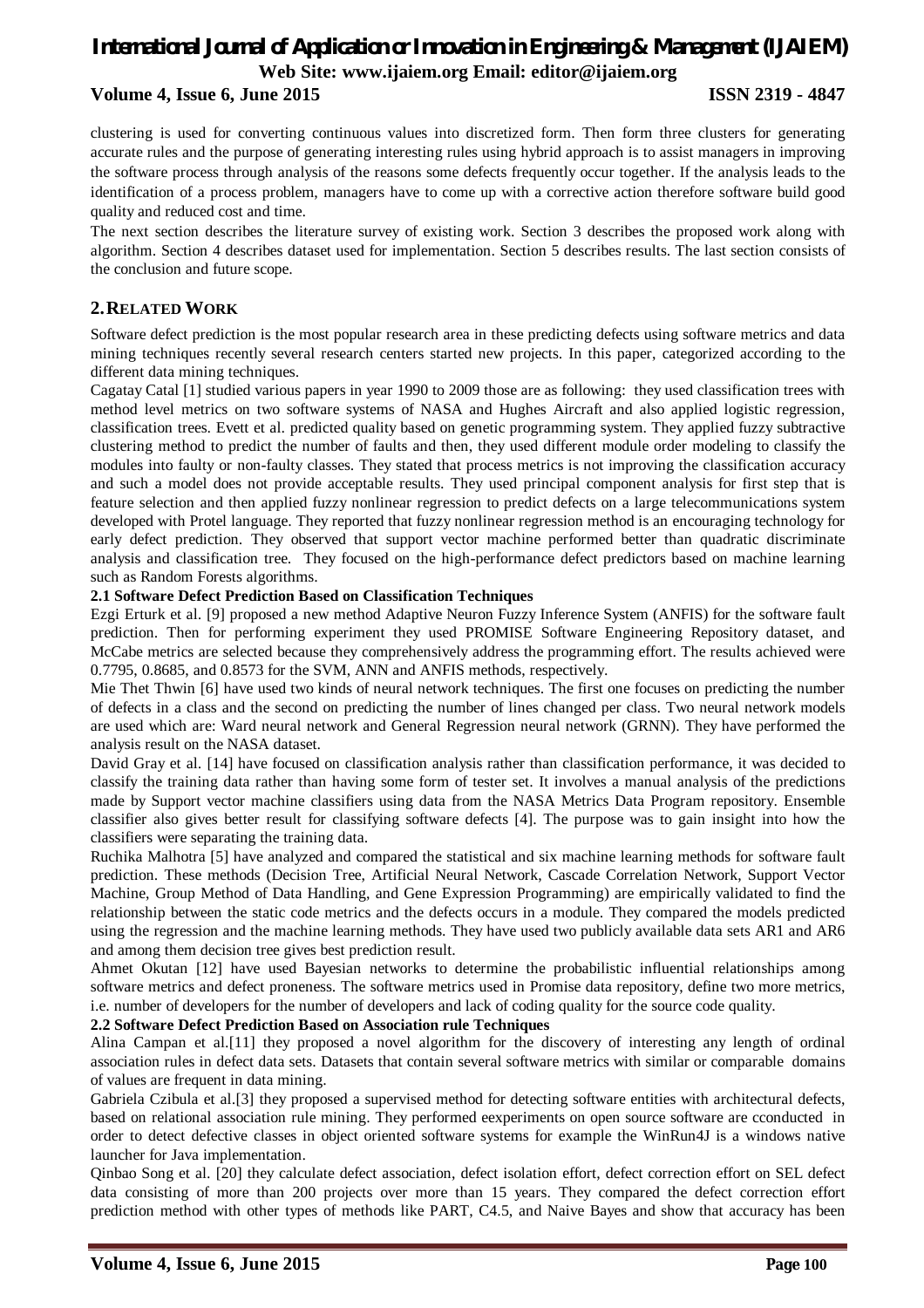clustering is used for converting continuous values into discretized form. Then form three clusters for generating accurate rules and the purpose of generating interesting rules using hybrid approach is to assist managers in improving the software process through analysis of the reasons some defects frequently occur together. If the analysis leads to the identification of a process problem, managers have to come up with a corrective action therefore software build good quality and reduced cost and time.

The next section describes the literature survey of existing work. Section 3 describes the proposed work along with algorithm. Section 4 describes dataset used for implementation. Section 5 describes results. The last section consists of the conclusion and future scope.

## 2. RELATED WORK

Software defect prediction is the most popular research area in these predicting defects using software metrics and data mining techniques recently several research centers started new projects. In this paper, categorized according to the different data mining techniques.

Cagatay Catal [1] studied various papers in year 1990 to 2009 those are as following: they used classification trees with method level metrics on two software systems of NASA and Hughes Aircraft and also applied logistic regression, classification trees. Evett et al. predicted quality based on genetic programming system. They applied fuzzy subtractive clustering method to predict the number of faults and then, they used different module order modeling to classify the modules into faulty or non-faulty classes. They stated that process metrics is not improving the classification accuracy and such a model does not provide acceptable results. They used principal component analysis for first step that is feature selection and then applied fuzzy nonlinear regression to predict defects on a large telecommunications system developed with Protel language. They reported that fuzzy nonlinear regression method is an encouraging technology for early defect prediction. They observed that support vector machine performed better than quadratic discriminate analysis and classification tree. They focused on the high-performance defect predictors based on machine learning such as Random Forests algorithms.

### 2.1 Software Defect Prediction Based on Classification Techniques

Ezgi Erturk et al. [9] proposed a new method Adaptive Neuron Fuzzy Inference System (ANFIS) for the software fault prediction. Then for performing experiment they used PROMISE Software Engineering Repository dataset, and McCabe metrics are selected because they comprehensively address the programming effort. The results achieved were 0.7795, 0.8685, and 0.8573 for the SVM, ANN and ANFIS methods, respectively.

Mie Thet Thwin [6] have used two kinds of neural network techniques. The first one focuses on predicting the number of defects in a class and the second on predicting the number of lines changed per class. Two neural network models are used which are: Ward neural network and General Regression neural network (GRNN). They have performed the analysis result on the NASA dataset.

David Gray et al. [14] have focused on classification analysis rather than classification performance, it was decided to classify the training data rather than having some form of tester set. It involves a manual analysis of the predictions made by Support vector machine classifiers using data from the NASA Metrics Data Program repository. Ensemble classifier also gives better result for classifying software defects [4]. The purpose was to gain insight into how the classifiers were separating the training data.

Ruchika Malhotra [5] have analyzed and compared the statistical and six machine learning methods for software fault prediction. These methods (Decision Tree, Artificial Neural Network, Cascade Correlation Network, Support Vector Machine, Group Method of Data Handling, and Gene Expression Programming) are empirically validated to find the relationship between the static code metrics and the defects occurs in a module. They compared the models predicted using the regression and the machine learning methods. They have used two publicly available data sets AR1 and AR6 and among them decision tree gives best prediction result.

Ahmet Okutan [12] have used Bayesian networks to determine the probabilistic influential relationships among software metrics and defect proneness. The software metrics used in Promise data repository, define two more metrics, i.e. number of developers for the number of developers and lack of coding quality for the source code quality.

### 2.2 Software Defect Prediction Based on Association rule Techniques

Alina Campan et al.[11] they proposed a novel algorithm for the discovery of interesting any length of ordinal association rules in defect data sets. Datasets that contain several software metrics with similar or comparable domains of values are frequent in data mining.

Gabriela Czibula et al.[3] they proposed a supervised method for detecting software entities with architectural defects, based on relational association rule mining. They performed eexperiments on open source software are cconducted in order to detect defective classes in object oriented software systems for example the WinRun4J is a windows native launcher for Java implementation.

Qinbao Song et al. [20] they calculate defect association, defect isolation effort, defect correction effort on SEL defect data consisting of more than 200 projects over more than 15 years. They compared the defect correction effort prediction method with other types of methods like PART, C4.5, and Naive Bayes and show that accuracy has been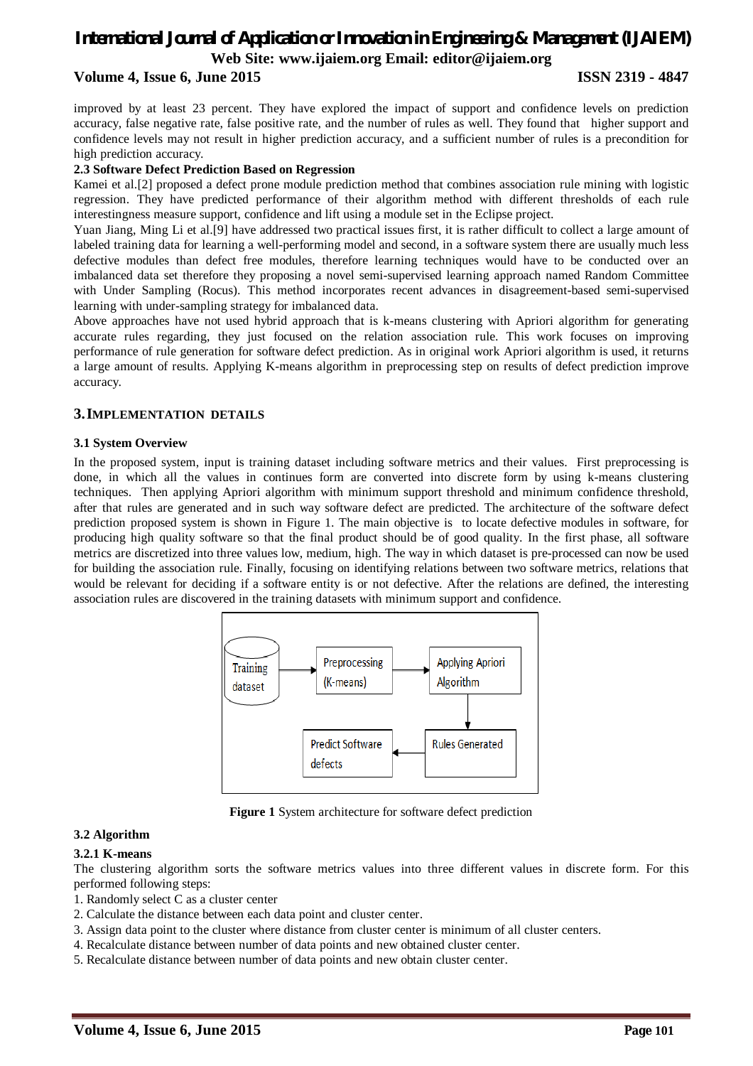improved by at least 23 percent. They have explored the impact of support and confidence levels on prediction accuracy, false negative rate, false positive rate, and the number of rules as well. They found that higher support and confidence levels may not result in higher prediction accuracy, and a sufficient number of rules is a precondition for high prediction accuracy.

**2.3 Software Defect Prediction Based on Regression**

Kamei et al.[2] proposed a defect prone module prediction method that combines association rule mining with logistic regression. They have predicted performance of their algorithm method with different thresholds of each rule interestingness measure support, confidence and lift using a module set in the Eclipse project.

Yuan Jiang, Ming Li et al.[9] have addressed two practical issues first, it is rather difficult to collect a large amount of labeled training data for learning a well-performing model and second, in a software system there are usually much less defective modules than defect free modules, therefore learning techniques would have to be conducted over an imbalanced data set therefore they proposing a novel semi-supervised learning approach named Random Committee with Under Sampling (Rocus). This method incorporates recent advances in disagreement-based semi-supervised learning with under-sampling strategy for imbalanced data.

Above approaches have not used hybrid approach that is k-means clustering with Apriori algorithm for generating accurate rules regarding, they just focused on the relation association rule. This work focuses on improving performance of rule generation for software defect prediction. As in original work Apriori algorithm is used, it returns a large amount of results. Applying K-means algorithm in preprocessing step on results of defect prediction improve accuracy.

## 3. IMPLEMENTATION DETAILS

### 3.1 System Overview

In the proposed system, input is training dataset including software metrics and their values. First preprocessing is done, in which all the values in continues form are converted into discrete form by using k-means clustering techniques. Then applying Apriori algorithm with minimum support threshold and minimum confidence threshold, after that rules are generated and in such way software defect are predicted. The architecture of the software defect prediction proposed system is shown in Figure 1. The main objective is to locate defective modules in software, for producing high quality software so that the final product should be of good quality. In the first phase, all software metrics are discretized into three values low, medium, high. The way in which dataset is pre-processed can now be used for building the association rule. Finally, focusing on identifying relations between two software metrics, relations that would be relevant for deciding if a software entity is or not defective. After the relations are defined, the interesting association rules are discovered in the training datasets with minimum support and confidence.

Training dataset → Preprocessing (K-means) → Applying Apriori Algorithm → Rules Generated → Predict Software defects

**Figure 1** System architecture for software defect prediction

### 3.2 Algorithm

#### 3.2.1 K-means

The clustering algorithm sorts the software metrics values into three different values in discrete form. For this performed following steps:

1. Randomly select C as a cluster center
2. Calculate the distance between each data point and cluster center.
3. Assign data point to the cluster where distance from cluster center is minimum of all cluster centers.
4. Recalculate distance between number of data points and new obtained cluster center.
5. Recalculate distance between number of data points and new obtain cluster center.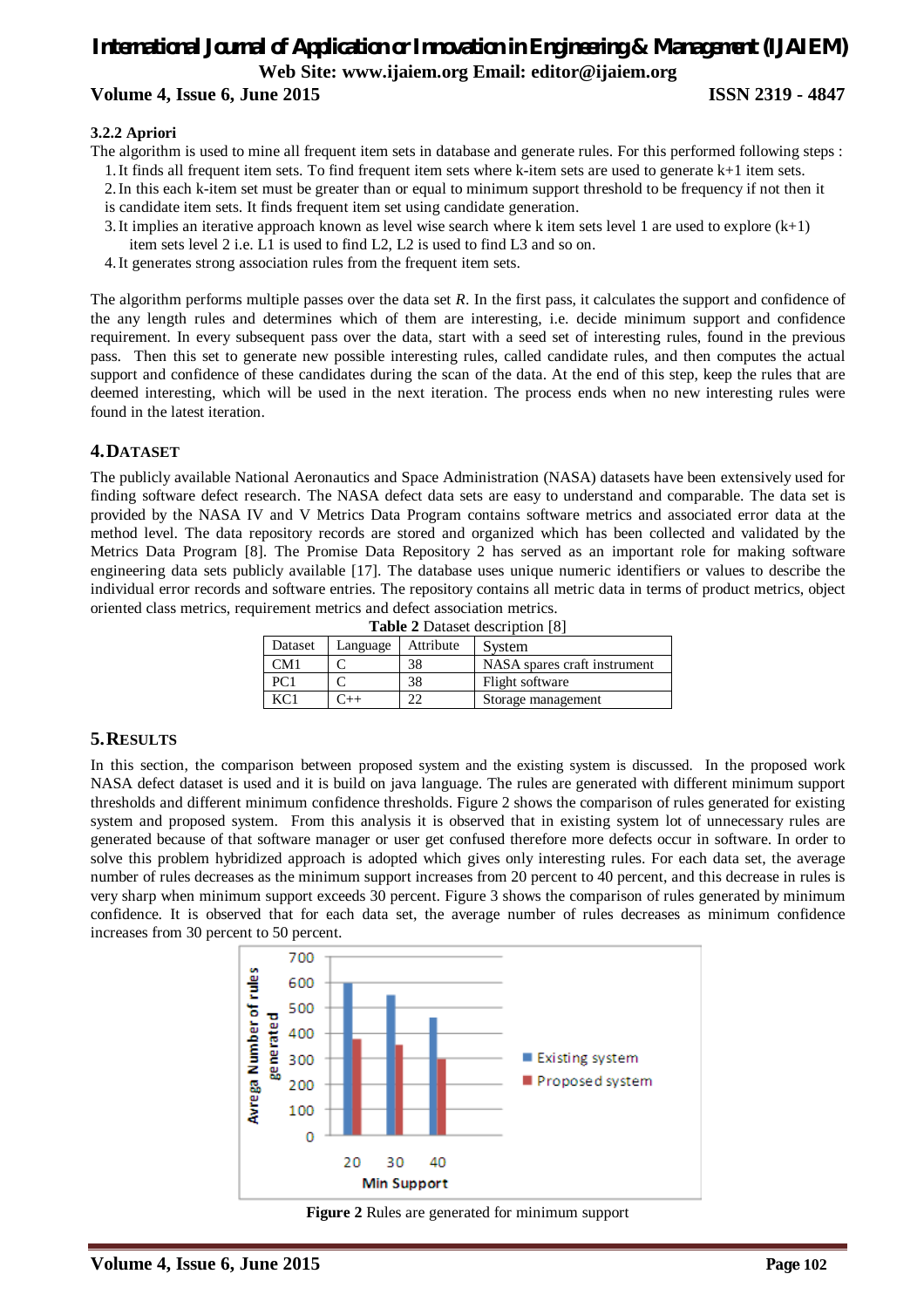### 3.2.2 Apriori

The algorithm is used to mine all frequent item sets in database and generate rules. For this performed following steps :

1. It finds all frequent item sets. To find frequent item sets where k-item sets are used to generate k+1 item sets.
2. In this each k-item set must be greater than or equal to minimum support threshold to be frequency if not then it is candidate item sets. It finds frequent item set using candidate generation.
3. It implies an iterative approach known as level wise search where k item sets level 1 are used to explore (k+1) item sets level 2 i.e. L1 is used to find L2, L2 is used to find L3 and so on.
4. It generates strong association rules from the frequent item sets.

The algorithm performs multiple passes over the data set *R*. In the first pass, it calculates the support and confidence of the any length rules and determines which of them are interesting, i.e. decide minimum support and confidence requirement. In every subsequent pass over the data, start with a seed set of interesting rules, found in the previous pass. Then this set to generate new possible interesting rules, called candidate rules, and then computes the actual support and confidence of these candidates during the scan of the data. At the end of this step, keep the rules that are deemed interesting, which will be used in the next iteration. The process ends when no new interesting rules were found in the latest iteration.

## 4. DATASET

The publicly available National Aeronautics and Space Administration (NASA) datasets have been extensively used for finding software defect research. The NASA defect data sets are easy to understand and comparable. The data set is provided by the NASA IV and V Metrics Data Program contains software metrics and associated error data at the method level. The data repository records are stored and organized which has been collected and validated by the Metrics Data Program [8]. The Promise Data Repository 2 has served as an important role for making software engineering data sets publicly available [17]. The database uses unique numeric identifiers or values to describe the individual error records and software entries. The repository contains all metric data in terms of product metrics, object oriented class metrics, requirement metrics and defect association metrics.

**Table 2** Dataset description [8]

| Dataset | Language | Attribute | System |
|---|---|---|---|
| CM1 | C | 38 | NASA spares craft instrument |
| PC1 | C | 38 | Flight software |
| KC1 | C++ | 22 | Storage management |

## 5. RESULTS

In this section, the comparison between proposed system and the existing system is discussed. In the proposed work NASA defect dataset is used and it is build on java language. The rules are generated with different minimum support thresholds and different minimum confidence thresholds. Figure 2 shows the comparison of rules generated for existing system and proposed system. From this analysis it is observed that in existing system lot of unnecessary rules are generated because of that software manager or user get confused therefore more defects occur in software. In order to solve this problem hybridized approach is adopted which gives only interesting rules. For each data set, the average number of rules decreases as the minimum support increases from 20 percent to 40 percent, and this decrease in rules is very sharp when minimum support exceeds 30 percent. Figure 3 shows the comparison of rules generated by minimum confidence. It is observed that for each data set, the average number of rules decreases as minimum confidence increases from 30 percent to 50 percent.

**Figure 2** Rules are generated for minimum support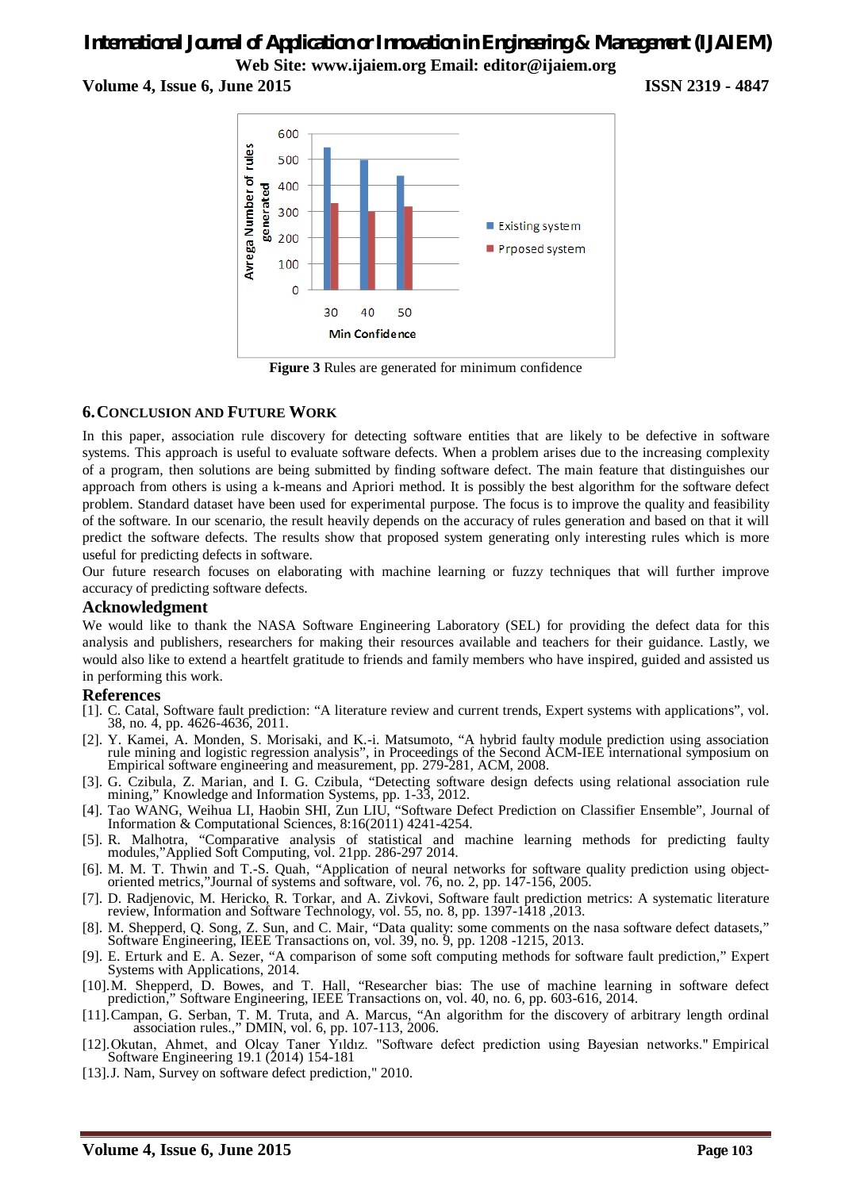Figure 3 Rules are generated for minimum confidence

## 6. CONCLUSION AND FUTURE WORK

In this paper, association rule discovery for detecting software entities that are likely to be defective in software systems. This approach is useful to evaluate software defects. When a problem arises due to the increasing complexity of a program, then solutions are being submitted by finding software defect. The main feature that distinguishes our approach from others is using a k-means and Apriori method. It is possibly the best algorithm for the software defect problem. Standard dataset have been used for experimental purpose. The focus is to improve the quality and feasibility of the software. In our scenario, the result heavily depends on the accuracy of rules generation and based on that it will predict the software defects. The results show that proposed system generating only interesting rules which is more useful for predicting defects in software.

Our future research focuses on elaborating with machine learning or fuzzy techniques that will further improve accuracy of predicting software defects.

## Acknowledgment

We would like to thank the NASA Software Engineering Laboratory (SEL) for providing the defect data for this analysis and publishers, researchers for making their resources available and teachers for their guidance. Lastly, we would also like to extend a heartfelt gratitude to friends and family members who have inspired, guided and assisted us in performing this work.

## References

[1]. C. Catal, Software fault prediction: "A literature review and current trends, Expert systems with applications", vol. 38, no. 4, pp. 4626-4636, 2011.

[2]. Y. Kamei, A. Monden, S. Morisaki, and K.-i. Matsumoto, "A hybrid faulty module prediction using association rule mining and logistic regression analysis", in Proceedings of the Second ACM-IEE international symposium on Empirical software engineering and measurement, pp. 279-281, ACM, 2008.

[3]. G. Czibula, Z. Marian, and I. G. Czibula, "Detecting software design defects using relational association rule mining," Knowledge and Information Systems, pp. 1-33, 2012.

[4]. Tao WANG, Weihua LI, Haobin SHI, Zun LIU, "Software Defect Prediction on Classifier Ensemble", Journal of Information & Computational Sciences, 8:16(2011) 4241-4254.

[5]. R. Malhotra, "Comparative analysis of statistical and machine learning methods for predicting faulty modules,"Applied Soft Computing, vol. 21pp. 286-297 2014.

[6]. M. M. T. Thwin and T.-S. Quah, "Application of neural networks for software quality prediction using object-oriented metrics,"Journal of systems and software, vol. 76, no. 2, pp. 147-156, 2005.

[7]. D. Radjenovic, M. Hericko, R. Torkar, and A. Zivkovi, Software fault prediction metrics: A systematic literature review, Information and Software Technology, vol. 55, no. 8, pp. 1397-1418 ,2013.

[8]. M. Shepperd, Q. Song, Z. Sun, and C. Mair, "Data quality: some comments on the nasa software defect datasets," Software Engineering, IEEE Transactions on, vol. 39, no. 9, pp. 1208 -1215, 2013.

[9]. E. Erturk and E. A. Sezer, "A comparison of some soft computing methods for software fault prediction," Expert Systems with Applications, 2014.

[10]. M. Shepperd, D. Bowes, and T. Hall, "Researcher bias: The use of machine learning in software defect prediction," Software Engineering, IEEE Transactions on, vol. 40, no. 6, pp. 603-616, 2014.

[11]. Campan, G. Serban, T. M. Truta, and A. Marcus, "An algorithm for the discovery of arbitrary length ordinal association rules.," DMIN, vol. 6, pp. 107-113, 2006.

[12]. Okutan, Ahmet, and Olcay Taner Yıldız. "Software defect prediction using Bayesian networks." Empirical Software Engineering 19.1 (2014) 154-181

[13]. J. Nam, Survey on software defect prediction," 2010.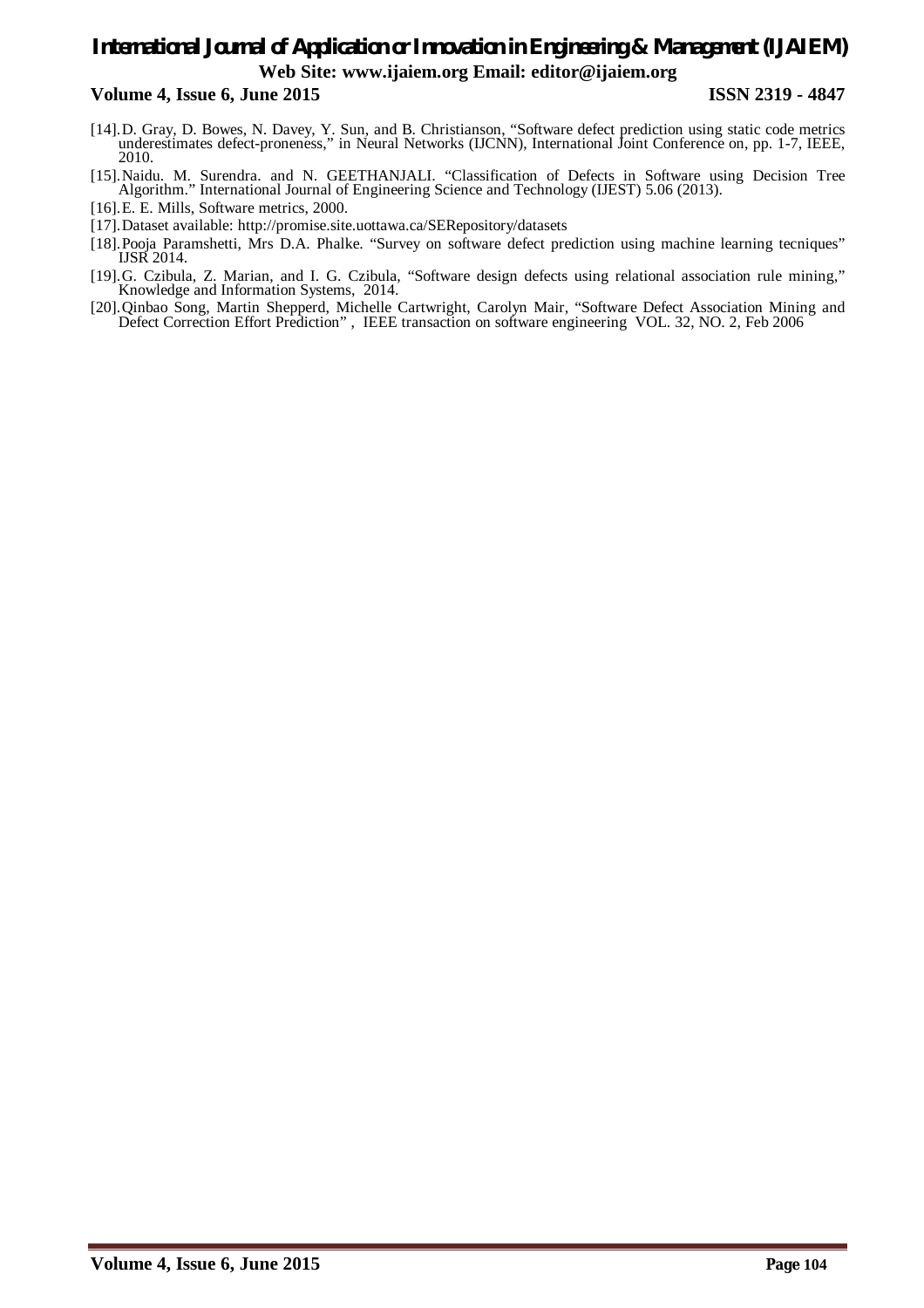[14]. D. Gray, D. Bowes, N. Davey, Y. Sun, and B. Christianson, "Software defect prediction using static code metrics underestimates defect-proneness," in Neural Networks (IJCNN), International Joint Conference on, pp. 1-7, IEEE, 2010.

[15]. Naidu. M. Surendra. and N. GEETHANJALI. "Classification of Defects in Software using Decision Tree Algorithm." International Journal of Engineering Science and Technology (IJEST) 5.06 (2013).

[16]. E. E. Mills, Software metrics, 2000.

[17]. Dataset available: http://promise.site.uottawa.ca/SERepository/datasets

[18]. Pooja Paramshetti, Mrs D.A. Phalke. "Survey on software defect prediction using machine learning tecniques" IJSR 2014.

[19]. G. Czibula, Z. Marian, and I. G. Czibula, "Software design defects using relational association rule mining," Knowledge and Information Systems, 2014.

[20]. Qinbao Song, Martin Shepperd, Michelle Cartwright, Carolyn Mair, "Software Defect Association Mining and Defect Correction Effort Prediction" , IEEE transaction on software engineering VOL. 32, NO. 2, Feb 2006